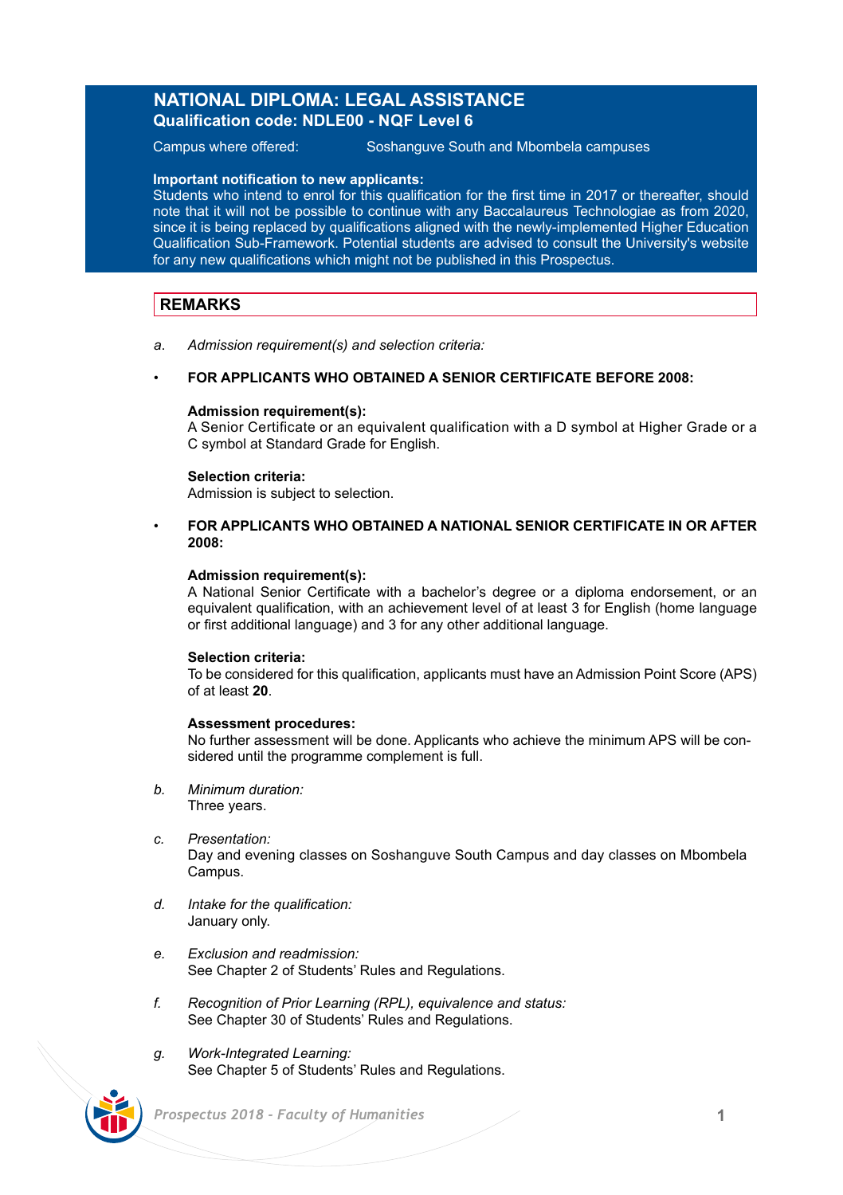# NATIONAL DIPLOMA: LEGAL ASSISTANCE
## Qualification code: NDLE00 - NQF Level 6

Campus where offered: Soshanguve South and Mbombela campuses

**Important notification to new applicants:**
Students who intend to enrol for this qualification for the first time in 2017 or thereafter, should note that it will not be possible to continue with any Baccalaureus Technologiae as from 2020, since it is being replaced by qualifications aligned with the newly-implemented Higher Education Qualification Sub-Framework. Potential students are advised to consult the University's website for any new qualifications which might not be published in this Prospectus.

## REMARKS

a. *Admission requirement(s) and selection criteria:*

- **FOR APPLICANTS WHO OBTAINED A SENIOR CERTIFICATE BEFORE 2008:**

  **Admission requirement(s):**
  A Senior Certificate or an equivalent qualification with a D symbol at Higher Grade or a C symbol at Standard Grade for English.

  **Selection criteria:**
  Admission is subject to selection.

- **FOR APPLICANTS WHO OBTAINED A NATIONAL SENIOR CERTIFICATE IN OR AFTER 2008:**

  **Admission requirement(s):**
  A National Senior Certificate with a bachelor's degree or a diploma endorsement, or an equivalent qualification, with an achievement level of at least 3 for English (home language or first additional language) and 3 for any other additional language.

  **Selection criteria:**
  To be considered for this qualification, applicants must have an Admission Point Score (APS) of at least **20**.

  **Assessment procedures:**
  No further assessment will be done. Applicants who achieve the minimum APS will be considered until the programme complement is full.

b. *Minimum duration:*
Three years.

c. *Presentation:*
Day and evening classes on Soshanguve South Campus and day classes on Mbombela Campus.

d. *Intake for the qualification:*
January only.

e. *Exclusion and readmission:*
See Chapter 2 of Students' Rules and Regulations.

f. *Recognition of Prior Learning (RPL), equivalence and status:*
See Chapter 30 of Students' Rules and Regulations.

g. *Work-Integrated Learning:*
See Chapter 5 of Students' Rules and Regulations.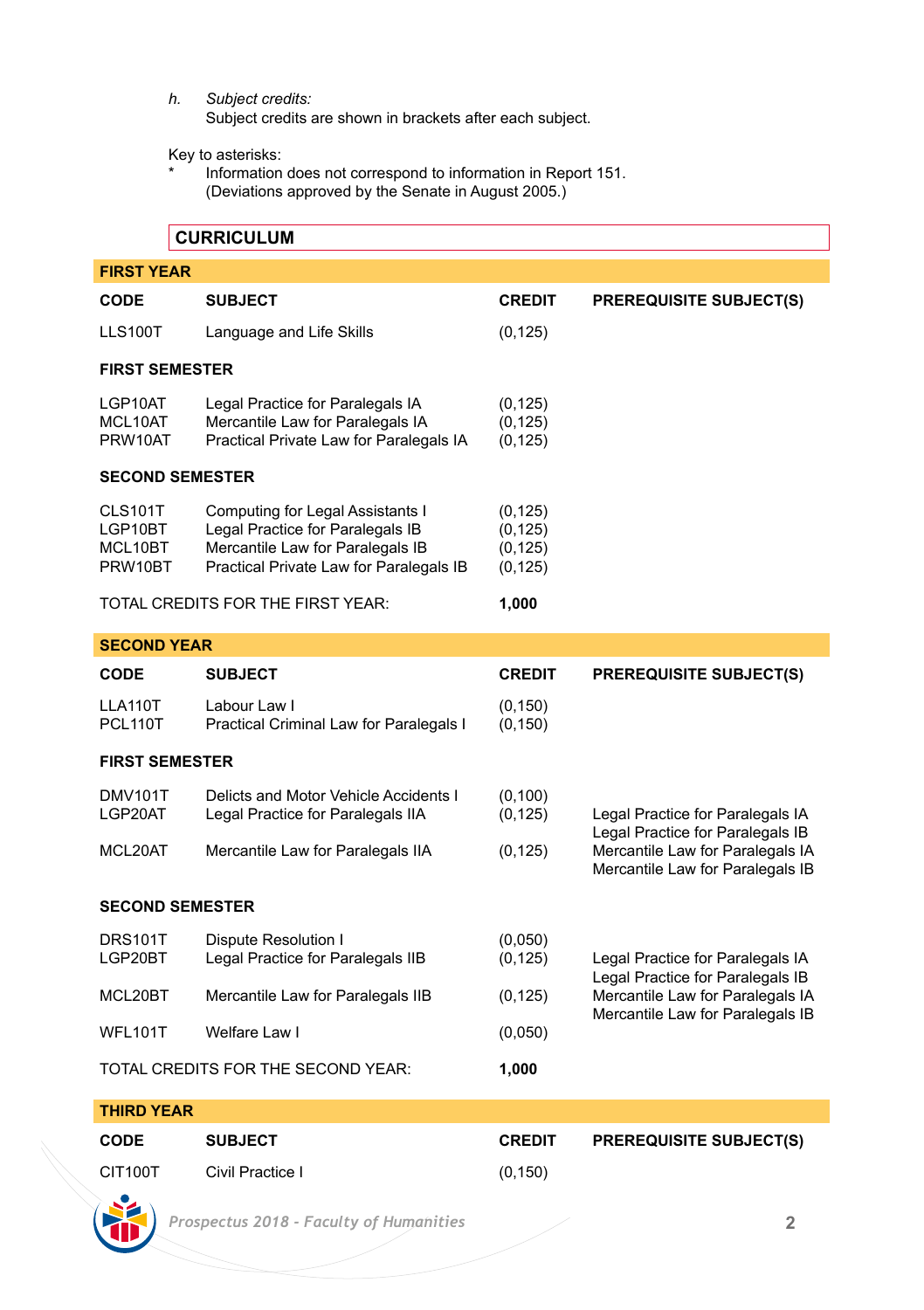h. *Subject credits:*
Subject credits are shown in brackets after each subject.

Key to asterisks:

\* Information does not correspond to information in Report 151. (Deviations approved by the Senate in August 2005.)

## CURRICULUM

### FIRST YEAR

| CODE | SUBJECT | CREDIT | PREREQUISITE SUBJECT(S) |
|---|---|---|---|
| LLS100T | Language and Life Skills | (0,125) | |
| **FIRST SEMESTER** | | | |
| LGP10AT | Legal Practice for Paralegals IA | (0,125) | |
| MCL10AT | Mercantile Law for Paralegals IA | (0,125) | |
| PRW10AT | Practical Private Law for Paralegals IA | (0,125) | |
| **SECOND SEMESTER** | | | |
| CLS101T | Computing for Legal Assistants I | (0,125) | |
| LGP10BT | Legal Practice for Paralegals IB | (0,125) | |
| MCL10BT | Mercantile Law for Paralegals IB | (0,125) | |
| PRW10BT | Practical Private Law for Paralegals IB | (0,125) | |
| TOTAL CREDITS FOR THE FIRST YEAR: | | **1,000** | |

### SECOND YEAR

| CODE | SUBJECT | CREDIT | PREREQUISITE SUBJECT(S) |
|---|---|---|---|
| LLA110T | Labour Law I | (0,150) | |
| PCL110T | Practical Criminal Law for Paralegals I | (0,150) | |
| **FIRST SEMESTER** | | | |
| DMV101T | Delicts and Motor Vehicle Accidents I | (0,100) | |
| LGP20AT | Legal Practice for Paralegals IIA | (0,125) | Legal Practice for Paralegals IA<br>Legal Practice for Paralegals IB |
| MCL20AT | Mercantile Law for Paralegals IIA | (0,125) | Mercantile Law for Paralegals IA<br>Mercantile Law for Paralegals IB |
| **SECOND SEMESTER** | | | |
| DRS101T | Dispute Resolution I | (0,050) | |
| LGP20BT | Legal Practice for Paralegals IIB | (0,125) | Legal Practice for Paralegals IA<br>Legal Practice for Paralegals IB |
| MCL20BT | Mercantile Law for Paralegals IIB | (0,125) | Mercantile Law for Paralegals IA<br>Mercantile Law for Paralegals IB |
| WFL101T | Welfare Law I | (0,050) | |
| TOTAL CREDITS FOR THE SECOND YEAR: | | **1,000** | |

### THIRD YEAR

| CODE | SUBJECT | CREDIT | PREREQUISITE SUBJECT(S) |
|---|---|---|---|
| CIT100T | Civil Practice I | (0,150) | |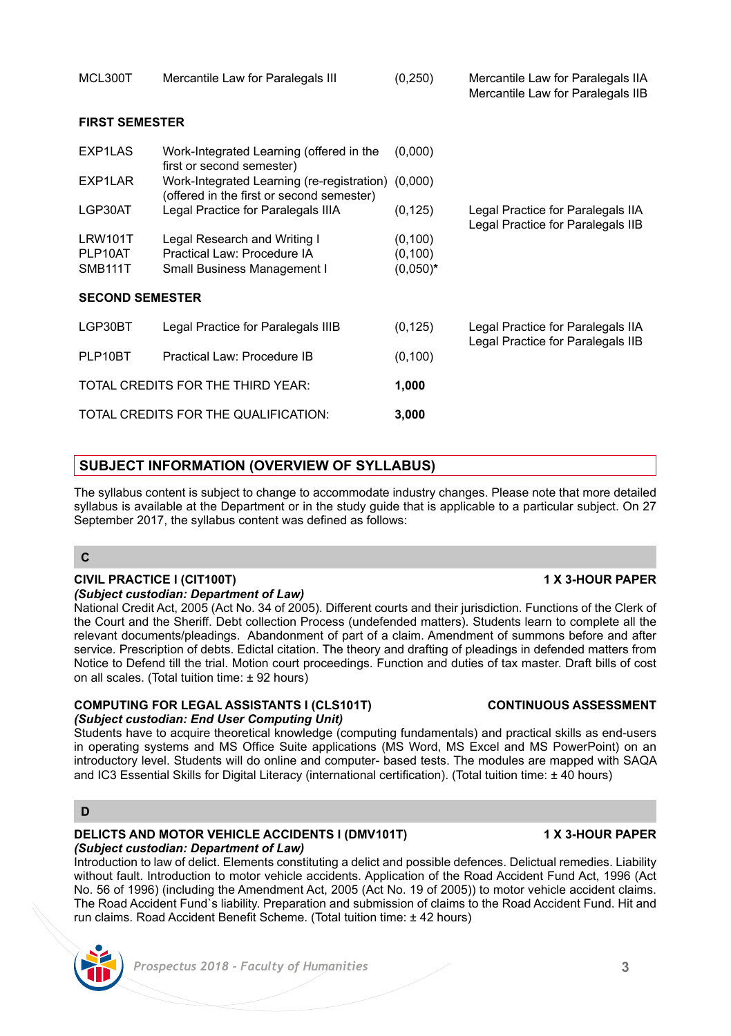| | | | |
|---|---|---|---|
| MCL300T | Mercantile Law for Paralegals III | (0,250) | Mercantile Law for Paralegals IIA<br>Mercantile Law for Paralegals IIB |

**FIRST SEMESTER**

| | | | |
|---|---|---|---|
| EXP1LAS | Work-Integrated Learning (offered in the first or second semester) | (0,000) | |
| EXP1LAR | Work-Integrated Learning (re-registration) (offered in the first or second semester) | (0,000) | |
| LGP30AT | Legal Practice for Paralegals IIIA | (0,125) | Legal Practice for Paralegals IIA<br>Legal Practice for Paralegals IIB |
| LRW101T | Legal Research and Writing I | (0,100) | |
| PLP10AT | Practical Law: Procedure IA | (0,100) | |
| SMB111T | Small Business Management I | (0,050)* | |

**SECOND SEMESTER**

| | | | |
|---|---|---|---|
| LGP30BT | Legal Practice for Paralegals IIIB | (0,125) | Legal Practice for Paralegals IIA<br>Legal Practice for Paralegals IIB |
| PLP10BT | Practical Law: Procedure IB | (0,100) | |

TOTAL CREDITS FOR THE THIRD YEAR: **1,000**

TOTAL CREDITS FOR THE QUALIFICATION: **3,000**

## SUBJECT INFORMATION (OVERVIEW OF SYLLABUS)

The syllabus content is subject to change to accommodate industry changes. Please note that more detailed syllabus is available at the Department or in the study guide that is applicable to a particular subject. On 27 September 2017, the syllabus content was defined as follows:

### C

**CIVIL PRACTICE I (CIT100T)** — **1 X 3-HOUR PAPER**
***(Subject custodian: Department of Law)***
National Credit Act, 2005 (Act No. 34 of 2005). Different courts and their jurisdiction. Functions of the Clerk of the Court and the Sheriff. Debt collection Process (undefended matters). Students learn to complete all the relevant documents/pleadings. Abandonment of part of a claim. Amendment of summons before and after service. Prescription of debts. Edictal citation. The theory and drafting of pleadings in defended matters from Notice to Defend till the trial. Motion court proceedings. Function and duties of tax master. Draft bills of cost on all scales. (Total tuition time: ± 92 hours)

**COMPUTING FOR LEGAL ASSISTANTS I (CLS101T)** — **CONTINUOUS ASSESSMENT**
***(Subject custodian: End User Computing Unit)***
Students have to acquire theoretical knowledge (computing fundamentals) and practical skills as end-users in operating systems and MS Office Suite applications (MS Word, MS Excel and MS PowerPoint) on an introductory level. Students will do online and computer- based tests. The modules are mapped with SAQA and IC3 Essential Skills for Digital Literacy (international certification). (Total tuition time: ± 40 hours)

### D

**DELICTS AND MOTOR VEHICLE ACCIDENTS I (DMV101T)** — **1 X 3-HOUR PAPER**
***(Subject custodian: Department of Law)***
Introduction to law of delict. Elements constituting a delict and possible defences. Delictual remedies. Liability without fault. Introduction to motor vehicle accidents. Application of the Road Accident Fund Act, 1996 (Act No. 56 of 1996) (including the Amendment Act, 2005 (Act No. 19 of 2005)) to motor vehicle accident claims. The Road Accident Fund`s liability. Preparation and submission of claims to the Road Accident Fund. Hit and run claims. Road Accident Benefit Scheme. (Total tuition time: ± 42 hours)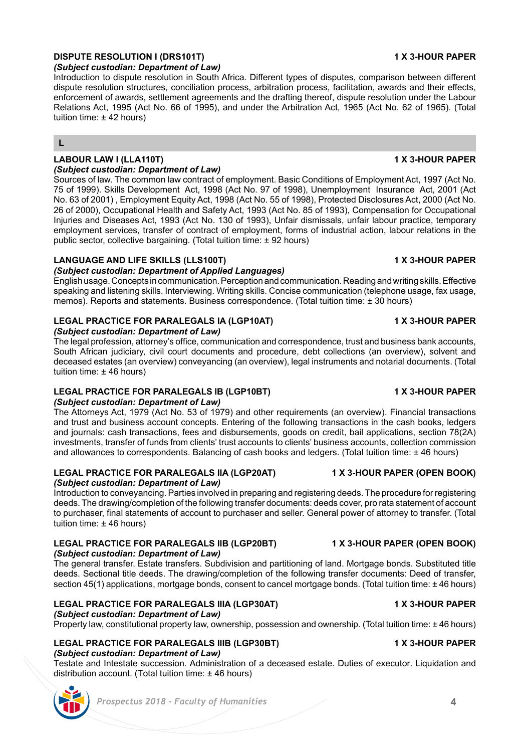### DISPUTE RESOLUTION I (DRS101T) — 1 X 3-HOUR PAPER

*(Subject custodian: Department of Law)*

Introduction to dispute resolution in South Africa. Different types of disputes, comparison between different dispute resolution structures, conciliation process, arbitration process, facilitation, awards and their effects, enforcement of awards, settlement agreements and the drafting thereof, dispute resolution under the Labour Relations Act, 1995 (Act No. 66 of 1995), and under the Arbitration Act, 1965 (Act No. 62 of 1965). (Total tuition time: ± 42 hours)

## L

### LABOUR LAW I (LLA110T) — 1 X 3-HOUR PAPER

*(Subject custodian: Department of Law)*

Sources of law. The common law contract of employment. Basic Conditions of Employment Act, 1997 (Act No. 75 of 1999). Skills Development Act, 1998 (Act No. 97 of 1998), Unemployment Insurance Act, 2001 (Act No. 63 of 2001) , Employment Equity Act, 1998 (Act No. 55 of 1998), Protected Disclosures Act, 2000 (Act No. 26 of 2000), Occupational Health and Safety Act, 1993 (Act No. 85 of 1993), Compensation for Occupational Injuries and Diseases Act, 1993 (Act No. 130 of 1993), Unfair dismissals, unfair labour practice, temporary employment services, transfer of contract of employment, forms of industrial action, labour relations in the public sector, collective bargaining. (Total tuition time: ± 92 hours)

### LANGUAGE AND LIFE SKILLS (LLS100T) — 1 X 3-HOUR PAPER

*(Subject custodian: Department of Applied Languages)*

English usage. Concepts in communication. Perception and communication. Reading and writing skills. Effective speaking and listening skills. Interviewing. Writing skills. Concise communication (telephone usage, fax usage, memos). Reports and statements. Business correspondence. (Total tuition time: ± 30 hours)

### LEGAL PRACTICE FOR PARALEGALS IA (LGP10AT) — 1 X 3-HOUR PAPER

*(Subject custodian: Department of Law)*

The legal profession, attorney's office, communication and correspondence, trust and business bank accounts, South African judiciary, civil court documents and procedure, debt collections (an overview), solvent and deceased estates (an overview) conveyancing (an overview), legal instruments and notarial documents. (Total tuition time: ± 46 hours)

### LEGAL PRACTICE FOR PARALEGALS IB (LGP10BT) — 1 X 3-HOUR PAPER

*(Subject custodian: Department of Law)*

The Attorneys Act, 1979 (Act No. 53 of 1979) and other requirements (an overview). Financial transactions and trust and business account concepts. Entering of the following transactions in the cash books, ledgers and journals: cash transactions, fees and disbursements, goods on credit, bail applications, section 78(2A) investments, transfer of funds from clients' trust accounts to clients' business accounts, collection commission and allowances to correspondents. Balancing of cash books and ledgers. (Total tuition time: ± 46 hours)

### LEGAL PRACTICE FOR PARALEGALS IIA (LGP20AT) — 1 X 3-HOUR PAPER (OPEN BOOK)

*(Subject custodian: Department of Law)*

Introduction to conveyancing. Parties involved in preparing and registering deeds. The procedure for registering deeds. The drawing/completion of the following transfer documents: deeds cover, pro rata statement of account to purchaser, final statements of account to purchaser and seller. General power of attorney to transfer. (Total tuition time: ± 46 hours)

### LEGAL PRACTICE FOR PARALEGALS IIB (LGP20BT) — 1 X 3-HOUR PAPER (OPEN BOOK)

*(Subject custodian: Department of Law)*

The general transfer. Estate transfers. Subdivision and partitioning of land. Mortgage bonds. Substituted title deeds. Sectional title deeds. The drawing/completion of the following transfer documents: Deed of transfer, section 45(1) applications, mortgage bonds, consent to cancel mortgage bonds. (Total tuition time: ± 46 hours)

### LEGAL PRACTICE FOR PARALEGALS IIIA (LGP30AT) — 1 X 3-HOUR PAPER

*(Subject custodian: Department of Law)*

Property law, constitutional property law, ownership, possession and ownership. (Total tuition time: ± 46 hours)

### LEGAL PRACTICE FOR PARALEGALS IIIB (LGP30BT) — 1 X 3-HOUR PAPER

*(Subject custodian: Department of Law)*

Testate and Intestate succession. Administration of a deceased estate. Duties of executor. Liquidation and distribution account. (Total tuition time: ± 46 hours)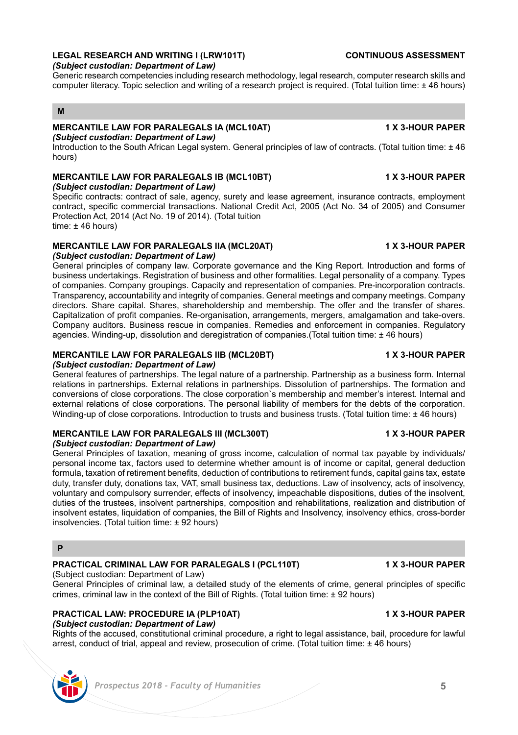**LEGAL RESEARCH AND WRITING I (LRW101T)** **CONTINUOUS ASSESSMENT**
*(Subject custodian: Department of Law)*
Generic research competencies including research methodology, legal research, computer research skills and computer literacy. Topic selection and writing of a research project is required. (Total tuition time: ± 46 hours)

## M

**MERCANTILE LAW FOR PARALEGALS IA (MCL10AT)** **1 X 3-HOUR PAPER**
*(Subject custodian: Department of Law)*
Introduction to the South African Legal system. General principles of law of contracts. (Total tuition time: ± 46 hours)

**MERCANTILE LAW FOR PARALEGALS IB (MCL10BT)** **1 X 3-HOUR PAPER**
*(Subject custodian: Department of Law)*
Specific contracts: contract of sale, agency, surety and lease agreement, insurance contracts, employment contract, specific commercial transactions. National Credit Act, 2005 (Act No. 34 of 2005) and Consumer Protection Act, 2014 (Act No. 19 of 2014). (Total tuition time: ± 46 hours)

**MERCANTILE LAW FOR PARALEGALS IIA (MCL20AT)** **1 X 3-HOUR PAPER**
*(Subject custodian: Department of Law)*
General principles of company law. Corporate governance and the King Report. Introduction and forms of business undertakings. Registration of business and other formalities. Legal personality of a company. Types of companies. Company groupings. Capacity and representation of companies. Pre-incorporation contracts. Transparency, accountability and integrity of companies. General meetings and company meetings. Company directors. Share capital. Shares, shareholdership and membership. The offer and the transfer of shares. Capitalization of profit companies. Re-organisation, arrangements, mergers, amalgamation and take-overs. Company auditors. Business rescue in companies. Remedies and enforcement in companies. Regulatory agencies. Winding-up, dissolution and deregistration of companies.(Total tuition time: ± 46 hours)

**MERCANTILE LAW FOR PARALEGALS IIB (MCL20BT)** **1 X 3-HOUR PAPER**
*(Subject custodian: Department of Law)*
General features of partnerships. The legal nature of a partnership. Partnership as a business form. Internal relations in partnerships. External relations in partnerships. Dissolution of partnerships. The formation and conversions of close corporations. The close corporation`s membership and member's interest. Internal and external relations of close corporations. The personal liability of members for the debts of the corporation. Winding-up of close corporations. Introduction to trusts and business trusts. (Total tuition time: ± 46 hours)

**MERCANTILE LAW FOR PARALEGALS III (MCL300T)** **1 X 3-HOUR PAPER**
*(Subject custodian: Department of Law)*
General Principles of taxation, meaning of gross income, calculation of normal tax payable by individuals/ personal income tax, factors used to determine whether amount is of income or capital, general deduction formula, taxation of retirement benefits, deduction of contributions to retirement funds, capital gains tax, estate duty, transfer duty, donations tax, VAT, small business tax, deductions. Law of insolvency, acts of insolvency, voluntary and compulsory surrender, effects of insolvency, impeachable dispositions, duties of the insolvent, duties of the trustees, insolvent partnerships, composition and rehabilitations, realization and distribution of insolvent estates, liquidation of companies, the Bill of Rights and Insolvency, insolvency ethics, cross-border insolvencies. (Total tuition time: ± 92 hours)

## P

**PRACTICAL CRIMINAL LAW FOR PARALEGALS I (PCL110T)** **1 X 3-HOUR PAPER**
(Subject custodian: Department of Law)
General Principles of criminal law, a detailed study of the elements of crime, general principles of specific crimes, criminal law in the context of the Bill of Rights. (Total tuition time: ± 92 hours)

**PRACTICAL LAW: PROCEDURE IA (PLP10AT)** **1 X 3-HOUR PAPER**
*(Subject custodian: Department of Law)*
Rights of the accused, constitutional criminal procedure, a right to legal assistance, bail, procedure for lawful arrest, conduct of trial, appeal and review, prosecution of crime. (Total tuition time: ± 46 hours)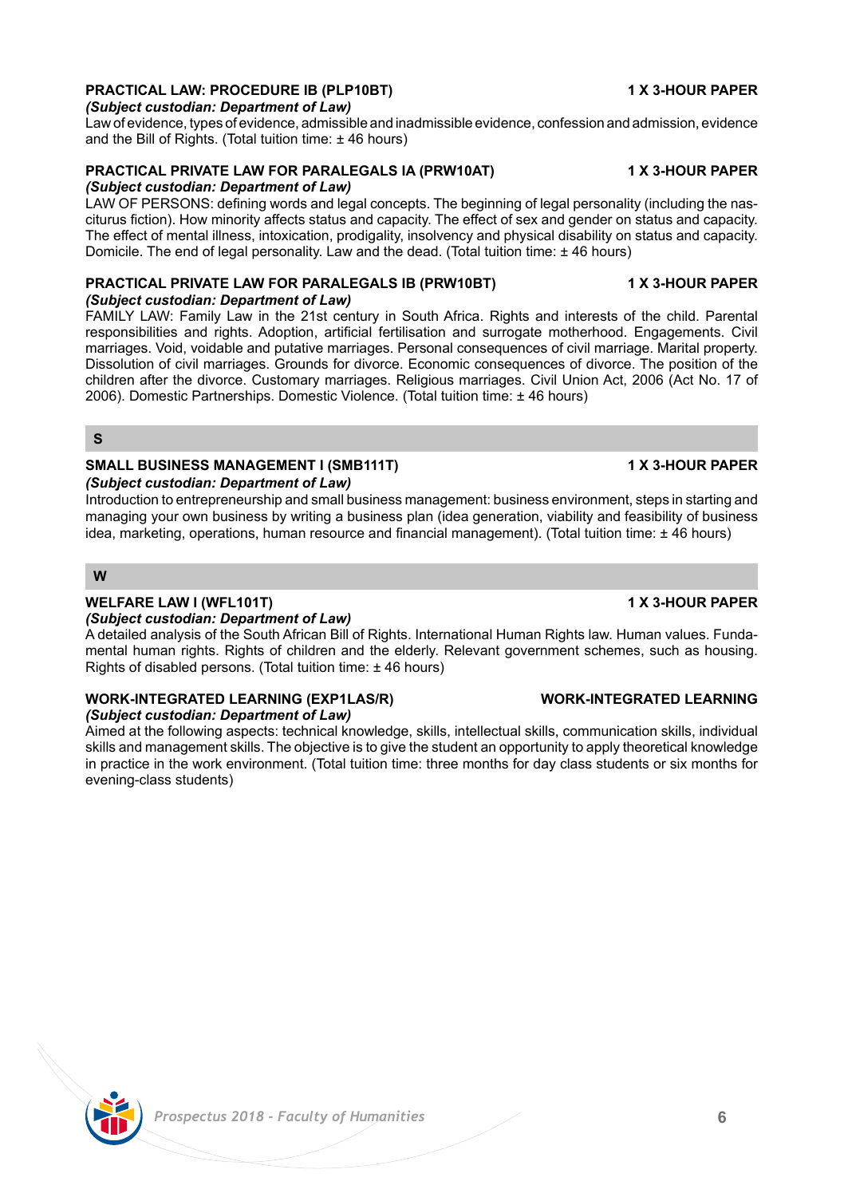### PRACTICAL LAW: PROCEDURE IB (PLP10BT) — 1 X 3-HOUR PAPER

*(Subject custodian: Department of Law)*

Law of evidence, types of evidence, admissible and inadmissible evidence, confession and admission, evidence and the Bill of Rights. (Total tuition time: ± 46 hours)

### PRACTICAL PRIVATE LAW FOR PARALEGALS IA (PRW10AT) — 1 X 3-HOUR PAPER

*(Subject custodian: Department of Law)*

LAW OF PERSONS: defining words and legal concepts. The beginning of legal personality (including the nasciturus fiction). How minority affects status and capacity. The effect of sex and gender on status and capacity. The effect of mental illness, intoxication, prodigality, insolvency and physical disability on status and capacity. Domicile. The end of legal personality. Law and the dead. (Total tuition time: ± 46 hours)

### PRACTICAL PRIVATE LAW FOR PARALEGALS IB (PRW10BT) — 1 X 3-HOUR PAPER

*(Subject custodian: Department of Law)*

FAMILY LAW: Family Law in the 21st century in South Africa. Rights and interests of the child. Parental responsibilities and rights. Adoption, artificial fertilisation and surrogate motherhood. Engagements. Civil marriages. Void, voidable and putative marriages. Personal consequences of civil marriage. Marital property. Dissolution of civil marriages. Grounds for divorce. Economic consequences of divorce. The position of the children after the divorce. Customary marriages. Religious marriages. Civil Union Act, 2006 (Act No. 17 of 2006). Domestic Partnerships. Domestic Violence. (Total tuition time: ± 46 hours)

## S

### SMALL BUSINESS MANAGEMENT I (SMB111T) — 1 X 3-HOUR PAPER

*(Subject custodian: Department of Law)*

Introduction to entrepreneurship and small business management: business environment, steps in starting and managing your own business by writing a business plan (idea generation, viability and feasibility of business idea, marketing, operations, human resource and financial management). (Total tuition time: ± 46 hours)

## W

### WELFARE LAW I (WFL101T) — 1 X 3-HOUR PAPER

*(Subject custodian: Department of Law)*

A detailed analysis of the South African Bill of Rights. International Human Rights law. Human values. Fundamental human rights. Rights of children and the elderly. Relevant government schemes, such as housing. Rights of disabled persons. (Total tuition time: ± 46 hours)

### WORK-INTEGRATED LEARNING (EXP1LAS/R) — WORK-INTEGRATED LEARNING

*(Subject custodian: Department of Law)*

Aimed at the following aspects: technical knowledge, skills, intellectual skills, communication skills, individual skills and management skills. The objective is to give the student an opportunity to apply theoretical knowledge in practice in the work environment. (Total tuition time: three months for day class students or six months for evening-class students)